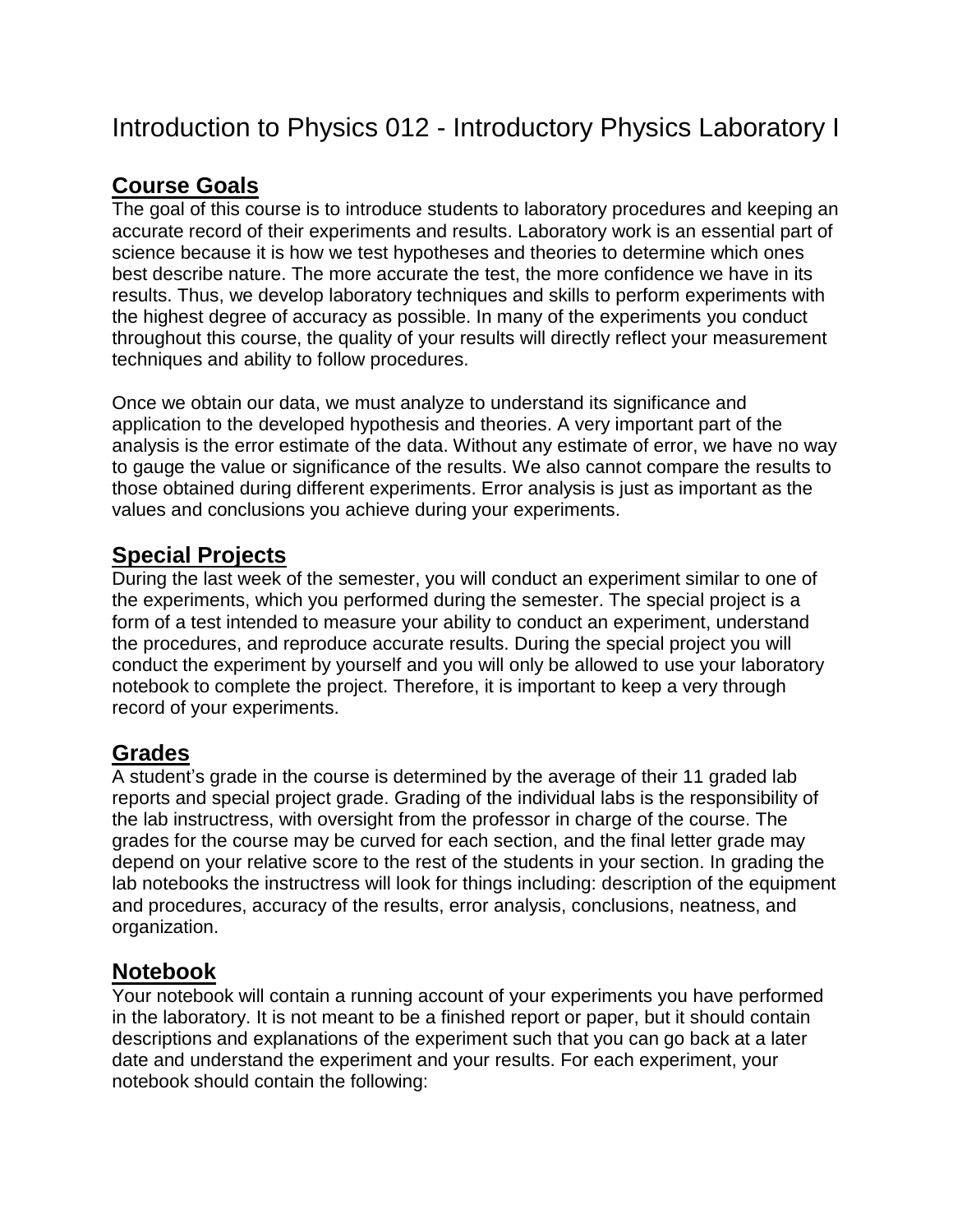# Introduction to Physics 012 - Introductory Physics Laboratory I

## Course Goals

The goal of this course is to introduce students to laboratory procedures and keeping an accurate record of their experiments and results. Laboratory work is an essential part of science because it is how we test hypotheses and theories to determine which ones best describe nature. The more accurate the test, the more confidence we have in its results. Thus, we develop laboratory techniques and skills to perform experiments with the highest degree of accuracy as possible. In many of the experiments you conduct throughout this course, the quality of your results will directly reflect your measurement techniques and ability to follow procedures.

Once we obtain our data, we must analyze to understand its significance and application to the developed hypothesis and theories. A very important part of the analysis is the error estimate of the data. Without any estimate of error, we have no way to gauge the value or significance of the results. We also cannot compare the results to those obtained during different experiments. Error analysis is just as important as the values and conclusions you achieve during your experiments.

## Special Projects

During the last week of the semester, you will conduct an experiment similar to one of the experiments, which you performed during the semester. The special project is a form of a test intended to measure your ability to conduct an experiment, understand the procedures, and reproduce accurate results. During the special project you will conduct the experiment by yourself and you will only be allowed to use your laboratory notebook to complete the project. Therefore, it is important to keep a very through record of your experiments.

## Grades

A student's grade in the course is determined by the average of their 11 graded lab reports and special project grade. Grading of the individual labs is the responsibility of the lab instructress, with oversight from the professor in charge of the course. The grades for the course may be curved for each section, and the final letter grade may depend on your relative score to the rest of the students in your section. In grading the lab notebooks the instructress will look for things including: description of the equipment and procedures, accuracy of the results, error analysis, conclusions, neatness, and organization.

## Notebook

Your notebook will contain a running account of your experiments you have performed in the laboratory. It is not meant to be a finished report or paper, but it should contain descriptions and explanations of the experiment such that you can go back at a later date and understand the experiment and your results. For each experiment, your notebook should contain the following: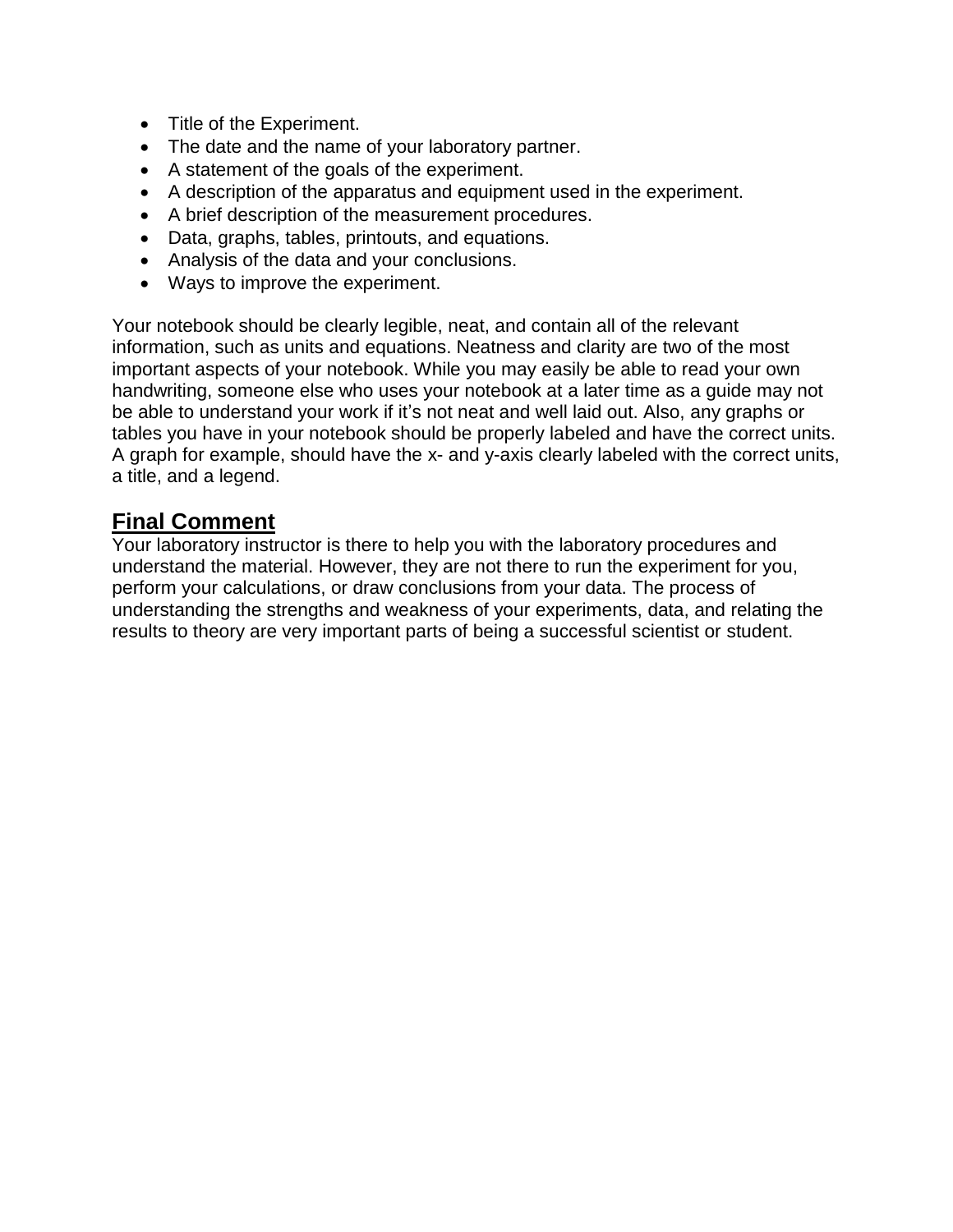- Title of the Experiment.
- The date and the name of your laboratory partner.
- A statement of the goals of the experiment.
- A description of the apparatus and equipment used in the experiment.
- A brief description of the measurement procedures.
- Data, graphs, tables, printouts, and equations.
- Analysis of the data and your conclusions.
- Ways to improve the experiment.

Your notebook should be clearly legible, neat, and contain all of the relevant information, such as units and equations. Neatness and clarity are two of the most important aspects of your notebook. While you may easily be able to read your own handwriting, someone else who uses your notebook at a later time as a guide may not be able to understand your work if it's not neat and well laid out. Also, any graphs or tables you have in your notebook should be properly labeled and have the correct units. A graph for example, should have the x- and y-axis clearly labeled with the correct units, a title, and a legend.

## Final Comment

Your laboratory instructor is there to help you with the laboratory procedures and understand the material. However, they are not there to run the experiment for you, perform your calculations, or draw conclusions from your data. The process of understanding the strengths and weakness of your experiments, data, and relating the results to theory are very important parts of being a successful scientist or student.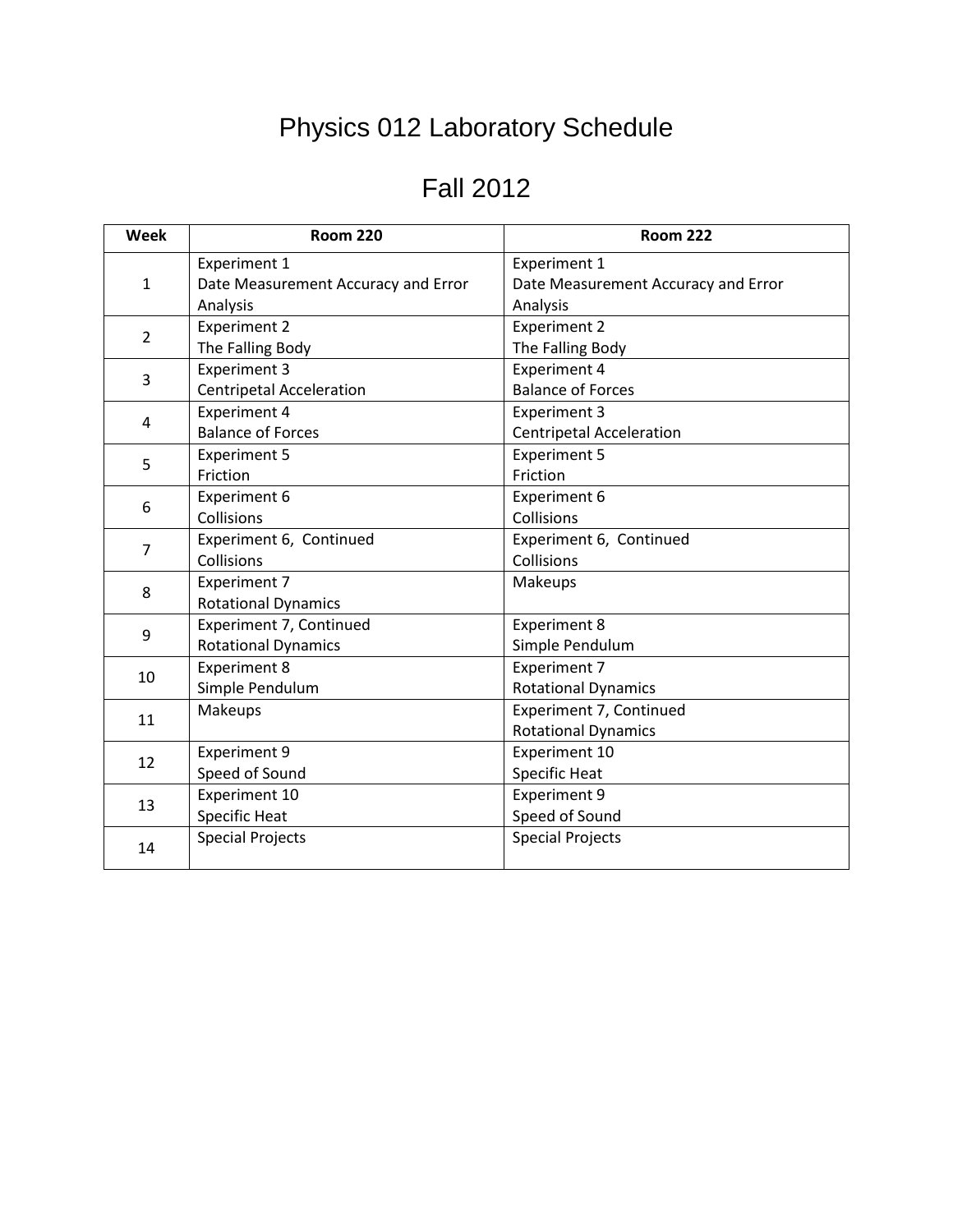# Physics 012 Laboratory Schedule

# Fall 2012

| Week | Room 220 | Room 222 |
|---|---|---|
| 1 | Experiment 1<br>Date Measurement Accuracy and Error Analysis | Experiment 1<br>Date Measurement Accuracy and Error Analysis |
| 2 | Experiment 2<br>The Falling Body | Experiment 2<br>The Falling Body |
| 3 | Experiment 3<br>Centripetal Acceleration | Experiment 4<br>Balance of Forces |
| 4 | Experiment 4<br>Balance of Forces | Experiment 3<br>Centripetal Acceleration |
| 5 | Experiment 5<br>Friction | Experiment 5<br>Friction |
| 6 | Experiment 6<br>Collisions | Experiment 6<br>Collisions |
| 7 | Experiment 6, Continued<br>Collisions | Experiment 6, Continued<br>Collisions |
| 8 | Experiment 7<br>Rotational Dynamics | Makeups |
| 9 | Experiment 7, Continued<br>Rotational Dynamics | Experiment 8<br>Simple Pendulum |
| 10 | Experiment 8<br>Simple Pendulum | Experiment 7<br>Rotational Dynamics |
| 11 | Makeups | Experiment 7, Continued<br>Rotational Dynamics |
| 12 | Experiment 9<br>Speed of Sound | Experiment 10<br>Specific Heat |
| 13 | Experiment 10<br>Specific Heat | Experiment 9<br>Speed of Sound |
| 14 | Special Projects | Special Projects |